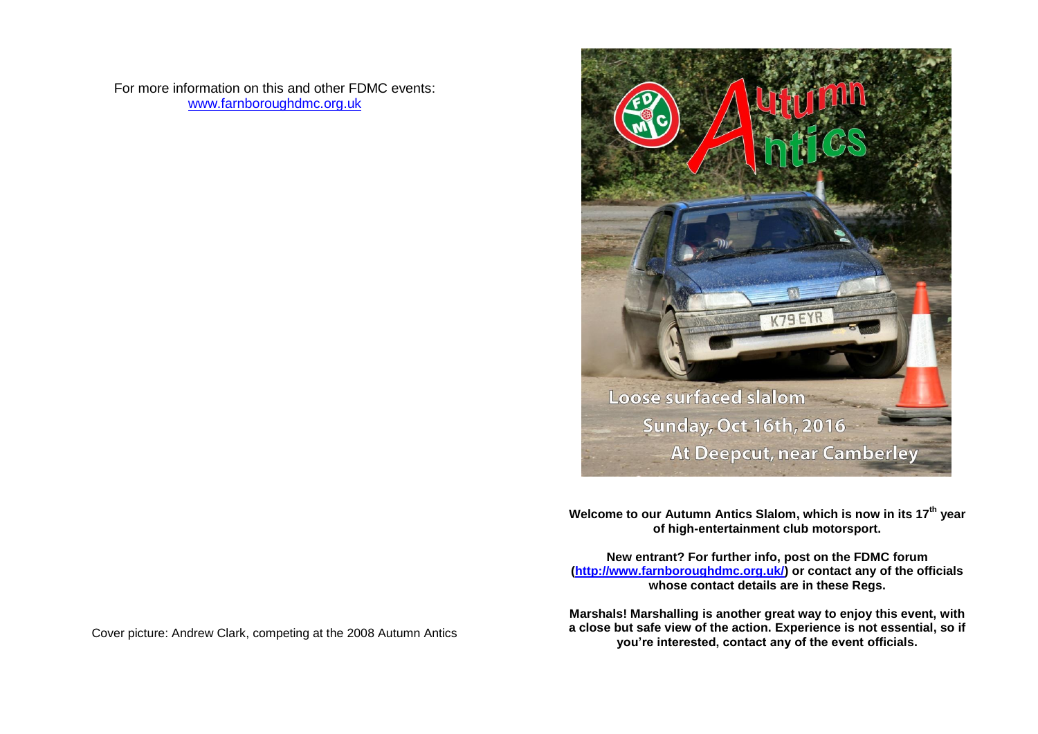For more information on this and other FDMC events:
[www.farnboroughdmc.org.uk](http://www.farnboroughdmc.org.uk)

Cover picture: Andrew Clark, competing at the 2008 Autumn Antics

# Autumn Antics

Loose surfaced slalom

Sunday, Oct 16th, 2016

At Deepcut, near Camberley

**Welcome to our Autumn Antics Slalom, which is now in its 17th year of high-entertainment club motorsport.**

**New entrant? For further info, post on the FDMC forum ([http://www.farnboroughdmc.org.uk/](http://www.farnboroughdmc.org.uk/)) or contact any of the officials whose contact details are in these Regs.**

**Marshals! Marshalling is another great way to enjoy this event, with a close but safe view of the action. Experience is not essential, so if you're interested, contact any of the event officials.**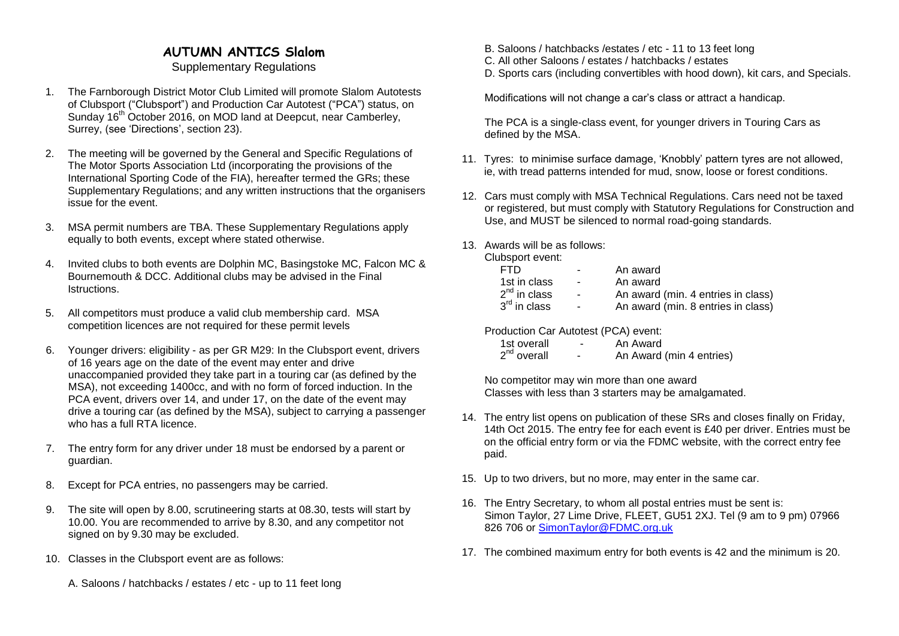# AUTUMN ANTICS Slalom

Supplementary Regulations

1. The Farnborough District Motor Club Limited will promote Slalom Autotests of Clubsport ("Clubsport") and Production Car Autotest ("PCA") status, on Sunday 16th October 2016, on MOD land at Deepcut, near Camberley, Surrey, (see 'Directions', section 23).

2. The meeting will be governed by the General and Specific Regulations of The Motor Sports Association Ltd (incorporating the provisions of the International Sporting Code of the FIA), hereafter termed the GRs; these Supplementary Regulations; and any written instructions that the organisers issue for the event.

3. MSA permit numbers are TBA. These Supplementary Regulations apply equally to both events, except where stated otherwise.

4. Invited clubs to both events are Dolphin MC, Basingstoke MC, Falcon MC & Bournemouth & DCC. Additional clubs may be advised in the Final Istructions.

5. All competitors must produce a valid club membership card. MSA competition licences are not required for these permit levels

6. Younger drivers: eligibility - as per GR M29: In the Clubsport event, drivers of 16 years age on the date of the event may enter and drive unaccompanied provided they take part in a touring car (as defined by the MSA), not exceeding 1400cc, and with no form of forced induction. In the PCA event, drivers over 14, and under 17, on the date of the event may drive a touring car (as defined by the MSA), subject to carrying a passenger who has a full RTA licence.

7. The entry form for any driver under 18 must be endorsed by a parent or guardian.

8. Except for PCA entries, no passengers may be carried.

9. The site will open by 8.00, scrutineering starts at 08.30, tests will start by 10.00. You are recommended to arrive by 8.30, and any competitor not signed on by 9.30 may be excluded.

10. Classes in the Clubsport event are as follows:

    A. Saloons / hatchbacks / estates / etc - up to 11 feet long
    B. Saloons / hatchbacks /estates / etc - 11 to 13 feet long
    C. All other Saloons / estates / hatchbacks / estates
    D. Sports cars (including convertibles with hood down), kit cars, and Specials.

    Modifications will not change a car's class or attract a handicap.

    The PCA is a single-class event, for younger drivers in Touring Cars as defined by the MSA.

11. Tyres: to minimise surface damage, 'Knobbly' pattern tyres are not allowed, ie, with tread patterns intended for mud, snow, loose or forest conditions.

12. Cars must comply with MSA Technical Regulations. Cars need not be taxed or registered, but must comply with Statutory Regulations for Construction and Use, and MUST be silenced to normal road-going standards.

13. Awards will be as follows:

    Clubsport event:

    | | | |
    |---|---|---|
    | FTD | - | An award |
    | 1st in class | - | An award |
    | 2nd in class | - | An award (min. 4 entries in class) |
    | 3rd in class | - | An award (min. 8 entries in class) |

    Production Car Autotest (PCA) event:

    | | | |
    |---|---|---|
    | 1st overall | - | An Award |
    | 2nd overall | - | An Award (min 4 entries) |

    No competitor may win more than one award
    Classes with less than 3 starters may be amalgamated.

14. The entry list opens on publication of these SRs and closes finally on Friday, 14th Oct 2015. The entry fee for each event is £40 per driver. Entries must be on the official entry form or via the FDMC website, with the correct entry fee paid.

15. Up to two drivers, but no more, may enter in the same car.

16. The Entry Secretary, to whom all postal entries must be sent is:
    Simon Taylor, 27 Lime Drive, FLEET, GU51 2XJ. Tel (9 am to 9 pm) 07966 826 706 or SimonTaylor@FDMC.org.uk

17. The combined maximum entry for both events is 42 and the minimum is 20.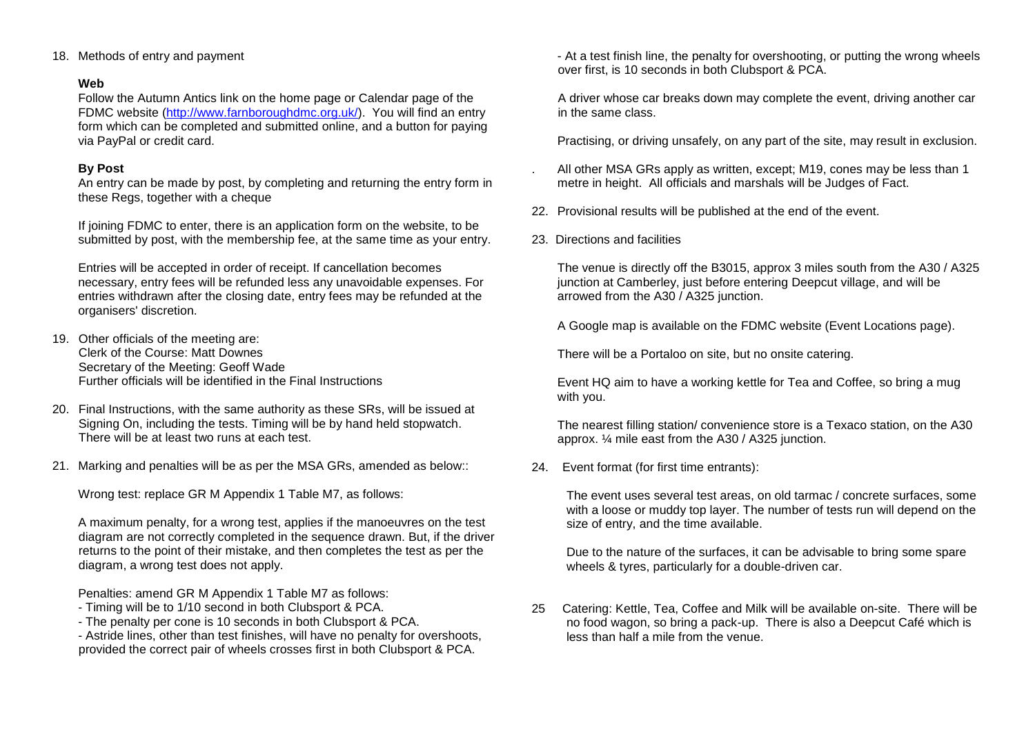18. Methods of entry and payment

**Web**

Follow the Autumn Antics link on the home page or Calendar page of the FDMC website (http://www.farnboroughdmc.org.uk/). You will find an entry form which can be completed and submitted online, and a button for paying via PayPal or credit card.

**By Post**

An entry can be made by post, by completing and returning the entry form in these Regs, together with a cheque

If joining FDMC to enter, there is an application form on the website, to be submitted by post, with the membership fee, at the same time as your entry.

Entries will be accepted in order of receipt. If cancellation becomes necessary, entry fees will be refunded less any unavoidable expenses. For entries withdrawn after the closing date, entry fees may be refunded at the organisers' discretion.

19. Other officials of the meeting are:
    Clerk of the Course: Matt Downes
    Secretary of the Meeting: Geoff Wade
    Further officials will be identified in the Final Instructions

20. Final Instructions, with the same authority as these SRs, will be issued at Signing On, including the tests. Timing will be by hand held stopwatch. There will be at least two runs at each test.

21. Marking and penalties will be as per the MSA GRs, amended as below::

    Wrong test: replace GR M Appendix 1 Table M7, as follows:

    A maximum penalty, for a wrong test, applies if the manoeuvres on the test diagram are not correctly completed in the sequence drawn. But, if the driver returns to the point of their mistake, and then completes the test as per the diagram, a wrong test does not apply.

    Penalties: amend GR M Appendix 1 Table M7 as follows:
    - Timing will be to 1/10 second in both Clubsport & PCA.
    - The penalty per cone is 10 seconds in both Clubsport & PCA.
    - Astride lines, other than test finishes, will have no penalty for overshoots, provided the correct pair of wheels crosses first in both Clubsport & PCA.
    - At a test finish line, the penalty for overshooting, or putting the wrong wheels over first, is 10 seconds in both Clubsport & PCA.

    A driver whose car breaks down may complete the event, driving another car in the same class.

    Practising, or driving unsafely, on any part of the site, may result in exclusion.

. All other MSA GRs apply as written, except; M19, cones may be less than 1 metre in height. All officials and marshals will be Judges of Fact.

22. Provisional results will be published at the end of the event.

23. Directions and facilities

    The venue is directly off the B3015, approx 3 miles south from the A30 / A325 junction at Camberley, just before entering Deepcut village, and will be arrowed from the A30 / A325 junction.

    A Google map is available on the FDMC website (Event Locations page).

    There will be a Portaloo on site, but no onsite catering.

    Event HQ aim to have a working kettle for Tea and Coffee, so bring a mug with you.

    The nearest filling station/ convenience store is a Texaco station, on the A30 approx. ¼ mile east from the A30 / A325 junction.

24. Event format (for first time entrants):

    The event uses several test areas, on old tarmac / concrete surfaces, some with a loose or muddy top layer. The number of tests run will depend on the size of entry, and the time available.

    Due to the nature of the surfaces, it can be advisable to bring some spare wheels & tyres, particularly for a double-driven car.

25 Catering: Kettle, Tea, Coffee and Milk will be available on-site. There will be no food wagon, so bring a pack-up. There is also a Deepcut Café which is less than half a mile from the venue.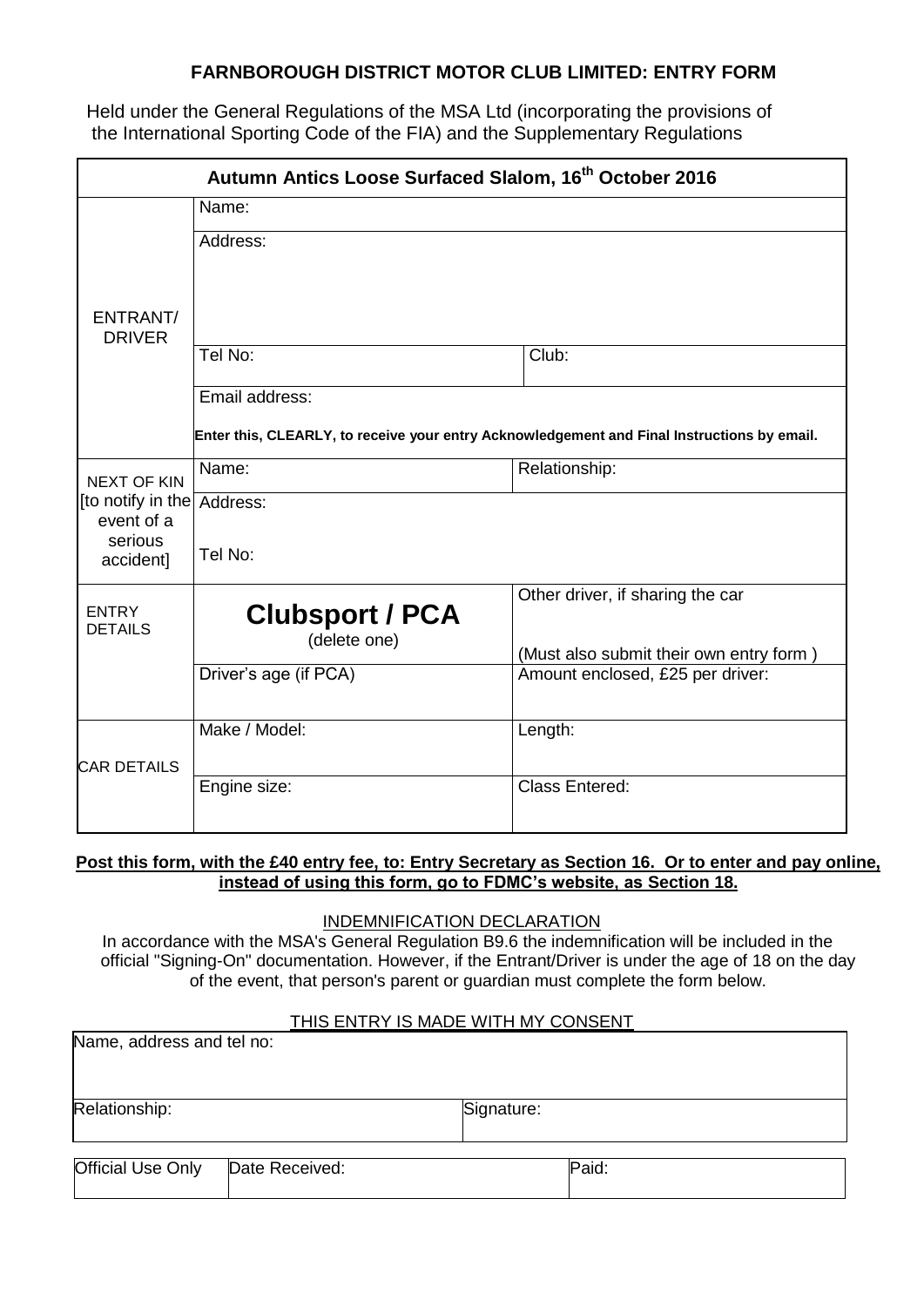## FARNBOROUGH DISTRICT MOTOR CLUB LIMITED: ENTRY FORM

Held under the General Regulations of the MSA Ltd (incorporating the provisions of the International Sporting Code of the FIA) and the Supplementary Regulations

| Autumn Antics Loose Surfaced Slalom, 16th October 2016 | | |
|---|---|---|
| ENTRANT/ DRIVER | Name: | |
| | Address: | |
| | Tel No: | Club: |
| | Email address: **Enter this, CLEARLY, to receive your entry Acknowledgement and Final Instructions by email.** | |
| NEXT OF KIN [to notify in the event of a serious accident] | Name: | Relationship: |
| | Address: Tel No: | |
| ENTRY DETAILS | **Clubsport / PCA** (delete one) | Other driver, if sharing the car (Must also submit their own entry form ) |
| | Driver's age (if PCA) | Amount enclosed, £25 per driver: |
| CAR DETAILS | Make / Model: | Length: |
| | Engine size: | Class Entered: |

**Post this form, with the £40 entry fee, to: Entry Secretary as Section 16. Or to enter and pay online, instead of using this form, go to FDMC's website, as Section 18.**

INDEMNIFICATION DECLARATION

In accordance with the MSA's General Regulation B9.6 the indemnification will be included in the official "Signing-On" documentation. However, if the Entrant/Driver is under the age of 18 on the day of the event, that person's parent or guardian must complete the form below.

THIS ENTRY IS MADE WITH MY CONSENT

| Name, address and tel no: | |
|---|---|
| Relationship: | Signature: |

| Official Use Only | Date Received: | Paid: |
|---|---|---|